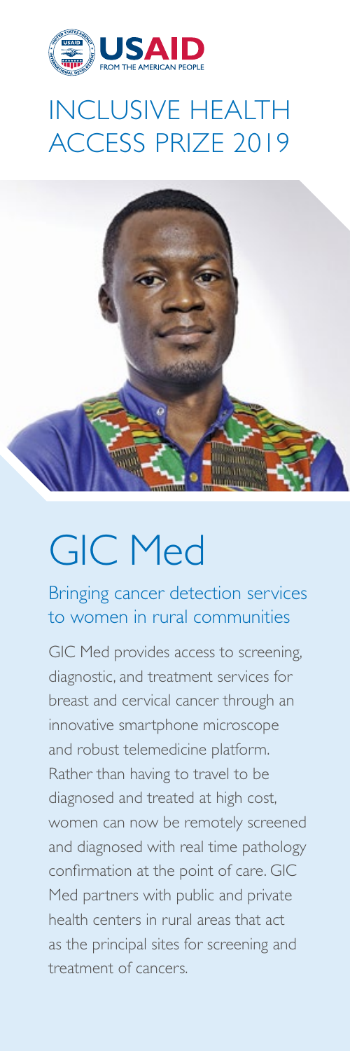USAID FROM THE AMERICAN PEOPLE

# INCLUSIVE HEALTH ACCESS PRIZE 2019

# GIC Med

## Bringing cancer detection services to women in rural communities

GIC Med provides access to screening, diagnostic, and treatment services for breast and cervical cancer through an innovative smartphone microscope and robust telemedicine platform. Rather than having to travel to be diagnosed and treated at high cost, women can now be remotely screened and diagnosed with real time pathology confirmation at the point of care. GIC Med partners with public and private health centers in rural areas that act as the principal sites for screening and treatment of cancers.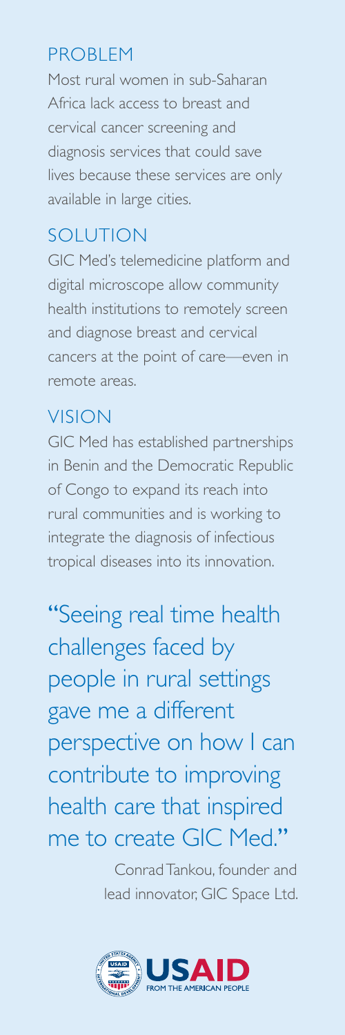## PROBLEM

Most rural women in sub-Saharan Africa lack access to breast and cervical cancer screening and diagnosis services that could save lives because these services are only available in large cities.

## SOLUTION

GIC Med's telemedicine platform and digital microscope allow community health institutions to remotely screen and diagnose breast and cervical cancers at the point of care—even in remote areas.

## VISION

GIC Med has established partnerships in Benin and the Democratic Republic of Congo to expand its reach into rural communities and is working to integrate the diagnosis of infectious tropical diseases into its innovation.

> "Seeing real time health challenges faced by people in rural settings gave me a different perspective on how I can contribute to improving health care that inspired me to create GIC Med."
>
> Conrad Tankou, founder and lead innovator, GIC Space Ltd.

USAID
FROM THE AMERICAN PEOPLE